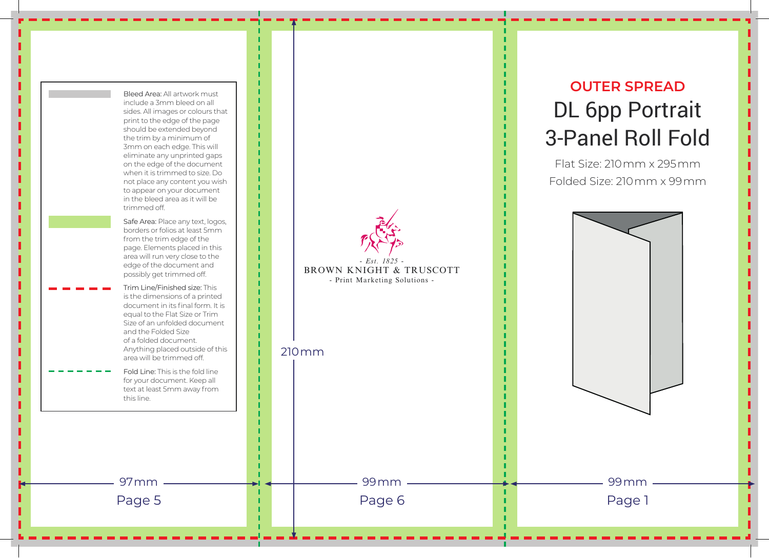# OUTER SPREAD

## DL 6pp Portrait 3-Panel Roll Fold

Flat Size: 210 mm x 295 mm

Folded Size: 210 mm x 99 mm

Bleed Area: All artwork must include a 3mm bleed on all sides. All images or colours that print to the edge of the page should be extended beyond the trim by a minimum of 3mm on each edge. This will eliminate any unprinted gaps on the edge of the document when it is trimmed to size. Do not place any content you wish to appear on your document in the bleed area as it will be trimmed off.

Safe Area: Place any text, logos, borders or folios at least 5mm from the trim edge of the page. Elements placed in this area will run very close to the edge of the document and possibly get trimmed off.

Trim Line/Finished size: This is the dimensions of a printed document in its final form. It is equal to the Flat Size or Trim Size of an unfolded document and the Folded Size of a folded document. Anything placed outside of this area will be trimmed off.

Fold Line: This is the fold line for your document. Keep all text at least 5mm away from this line.

- Est. 1825 -
BROWN KNIGHT & TRUSCOTT
- Print Marketing Solutions -

210 mm

97 mm
Page 5

99 mm
Page 6

99 mm
Page 1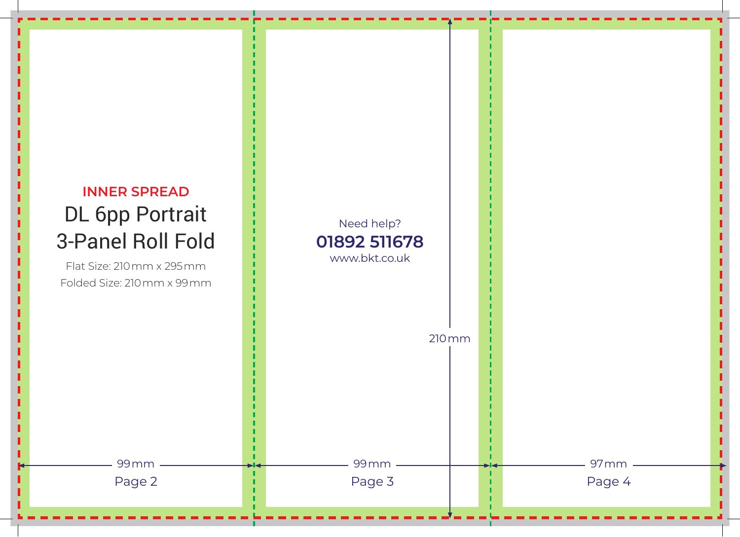**INNER SPREAD**

# DL 6pp Portrait 3-Panel Roll Fold

Flat Size: 210 mm x 295 mm

Folded Size: 210 mm x 99 mm

Need help?

**01892 511678**

www.bkt.co.uk

210 mm

99 mm

Page 2

99 mm

Page 3

97 mm

Page 4